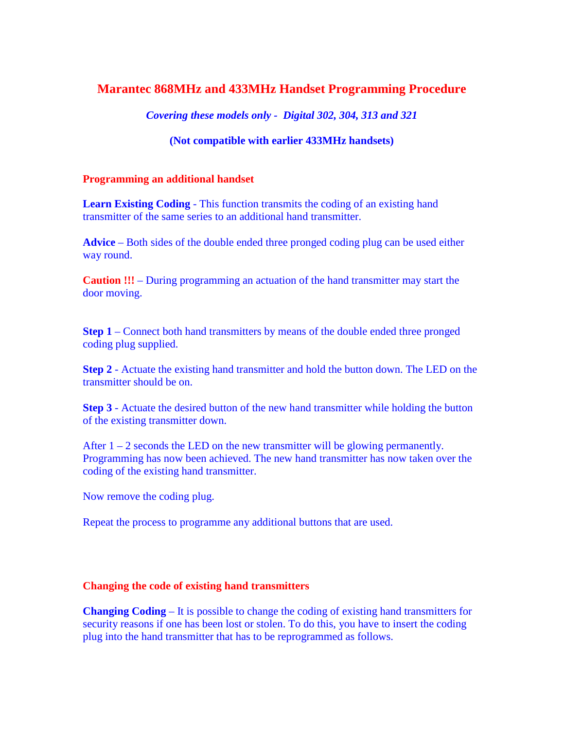# Marantec 868MHz and 433MHz Handset Programming Procedure

***Covering these models only - Digital 302, 304, 313 and 321***

**(Not compatible with earlier 433MHz handsets)**

## Programming an additional handset

**Learn Existing Coding** - This function transmits the coding of an existing hand transmitter of the same series to an additional hand transmitter.

**Advice** – Both sides of the double ended three pronged coding plug can be used either way round.

**Caution !!!** – During programming an actuation of the hand transmitter may start the door moving.

**Step 1** – Connect both hand transmitters by means of the double ended three pronged coding plug supplied.

**Step 2** - Actuate the existing hand transmitter and hold the button down. The LED on the transmitter should be on.

**Step 3** - Actuate the desired button of the new hand transmitter while holding the button of the existing transmitter down.

After 1 – 2 seconds the LED on the new transmitter will be glowing permanently. Programming has now been achieved. The new hand transmitter has now taken over the coding of the existing hand transmitter.

Now remove the coding plug.

Repeat the process to programme any additional buttons that are used.

## Changing the code of existing hand transmitters

**Changing Coding** – It is possible to change the coding of existing hand transmitters for security reasons if one has been lost or stolen. To do this, you have to insert the coding plug into the hand transmitter that has to be reprogrammed as follows.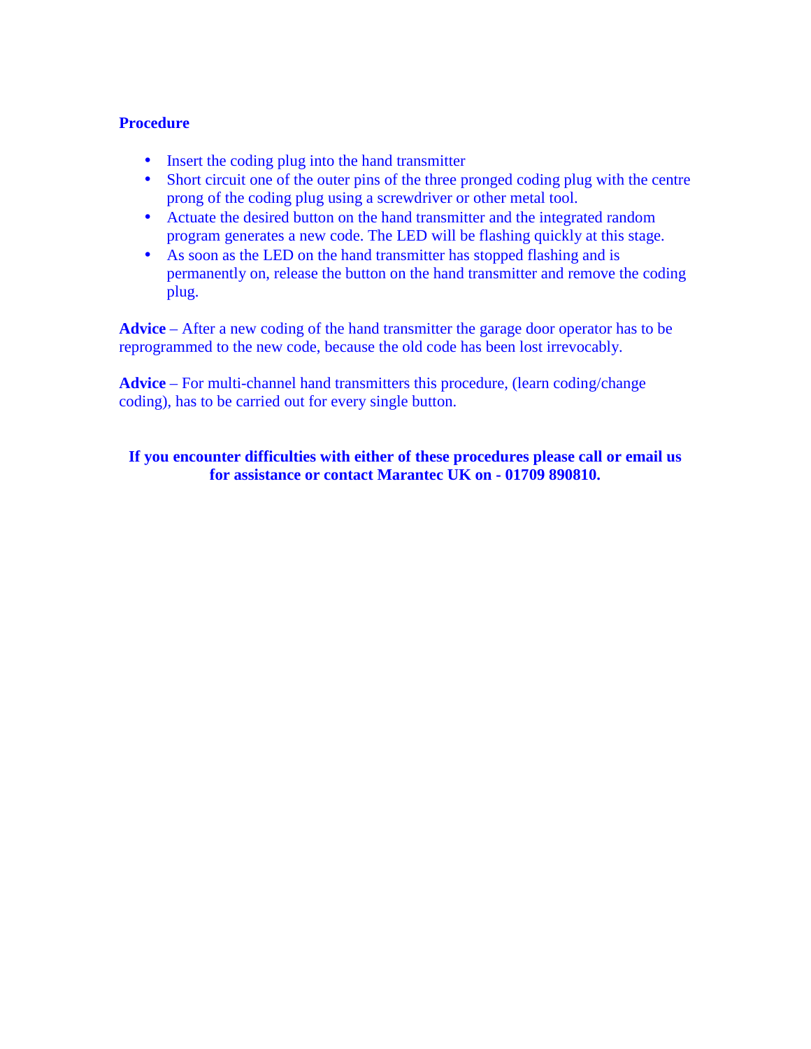**Procedure**

- Insert the coding plug into the hand transmitter
- Short circuit one of the outer pins of the three pronged coding plug with the centre prong of the coding plug using a screwdriver or other metal tool.
- Actuate the desired button on the hand transmitter and the integrated random program generates a new code. The LED will be flashing quickly at this stage.
- As soon as the LED on the hand transmitter has stopped flashing and is permanently on, release the button on the hand transmitter and remove the coding plug.

**Advice** – After a new coding of the hand transmitter the garage door operator has to be reprogrammed to the new code, because the old code has been lost irrevocably.

**Advice** – For multi-channel hand transmitters this procedure, (learn coding/change coding), has to be carried out for every single button.

**If you encounter difficulties with either of these procedures please call or email us for assistance or contact Marantec UK on - 01709 890810.**